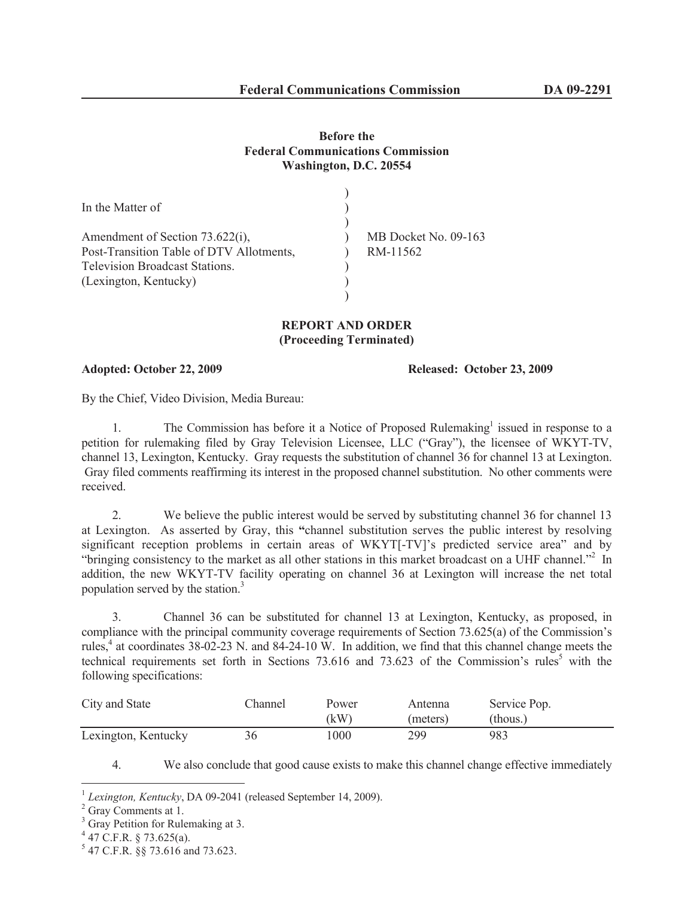**Before the**
**Federal Communications Commission**
**Washington, D.C. 20554**

| | |
|---|---|
| In the Matter of | |
| Amendment of Section 73.622(i), Post-Transition Table of DTV Allotments, Television Broadcast Stations. (Lexington, Kentucky) | MB Docket No. 09-163 RM-11562 |

## REPORT AND ORDER
**(Proceeding Terminated)**

**Adopted: October 22, 2009** **Released: October 23, 2009**

By the Chief, Video Division, Media Bureau:

1. The Commission has before it a Notice of Proposed Rulemaking[1] issued in response to a petition for rulemaking filed by Gray Television Licensee, LLC ("Gray"), the licensee of WKYT-TV, channel 13, Lexington, Kentucky. Gray requests the substitution of channel 36 for channel 13 at Lexington. Gray filed comments reaffirming its interest in the proposed channel substitution. No other comments were received.

2. We believe the public interest would be served by substituting channel 36 for channel 13 at Lexington. As asserted by Gray, this **"**channel substitution serves the public interest by resolving significant reception problems in certain areas of WKYT[-TV]'s predicted service area" and by "bringing consistency to the market as all other stations in this market broadcast on a UHF channel."[2] In addition, the new WKYT-TV facility operating on channel 36 at Lexington will increase the net total population served by the station.[3]

3. Channel 36 can be substituted for channel 13 at Lexington, Kentucky, as proposed, in compliance with the principal community coverage requirements of Section 73.625(a) of the Commission's rules,[4] at coordinates 38-02-23 N. and 84-24-10 W. In addition, we find that this channel change meets the technical requirements set forth in Sections 73.616 and 73.623 of the Commission's rules[5] with the following specifications:

| City and State | Channel | Power (kW) | Antenna (meters) | Service Pop. (thous.) |
|---|---|---|---|---|
| Lexington, Kentucky | 36 | 1000 | 299 | 983 |

4. We also conclude that good cause exists to make this channel change effective immediately

---

[1] *Lexington, Kentucky*, DA 09-2041 (released September 14, 2009).

[2] Gray Comments at 1.

[3] Gray Petition for Rulemaking at 3.

[4] 47 C.F.R. § 73.625(a).

[5] 47 C.F.R. §§ 73.616 and 73.623.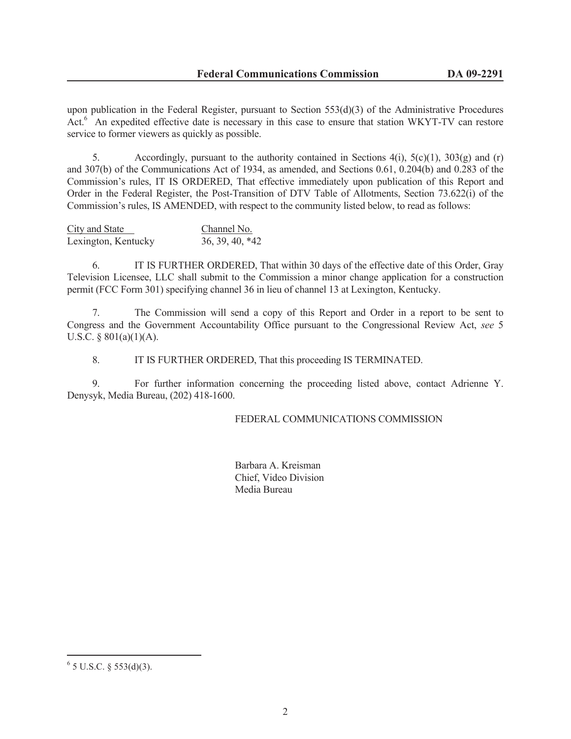upon publication in the Federal Register, pursuant to Section 553(d)(3) of the Administrative Procedures Act.[6] An expedited effective date is necessary in this case to ensure that station WKYT-TV can restore service to former viewers as quickly as possible.

5. Accordingly, pursuant to the authority contained in Sections 4(i), 5(c)(1), 303(g) and (r) and 307(b) of the Communications Act of 1934, as amended, and Sections 0.61, 0.204(b) and 0.283 of the Commission's rules, IT IS ORDERED, That effective immediately upon publication of this Report and Order in the Federal Register, the Post-Transition of DTV Table of Allotments, Section 73.622(i) of the Commission's rules, IS AMENDED, with respect to the community listed below, to read as follows:

| City and State | Channel No. |
|---|---|
| Lexington, Kentucky | 36, 39, 40, *42 |

6. IT IS FURTHER ORDERED, That within 30 days of the effective date of this Order, Gray Television Licensee, LLC shall submit to the Commission a minor change application for a construction permit (FCC Form 301) specifying channel 36 in lieu of channel 13 at Lexington, Kentucky.

7. The Commission will send a copy of this Report and Order in a report to be sent to Congress and the Government Accountability Office pursuant to the Congressional Review Act, *see* 5 U.S.C. § 801(a)(1)(A).

8. IT IS FURTHER ORDERED, That this proceeding IS TERMINATED.

9. For further information concerning the proceeding listed above, contact Adrienne Y. Denysyk, Media Bureau, (202) 418-1600.

FEDERAL COMMUNICATIONS COMMISSION

Barbara A. Kreisman
Chief, Video Division
Media Bureau

---

[6] 5 U.S.C. § 553(d)(3).